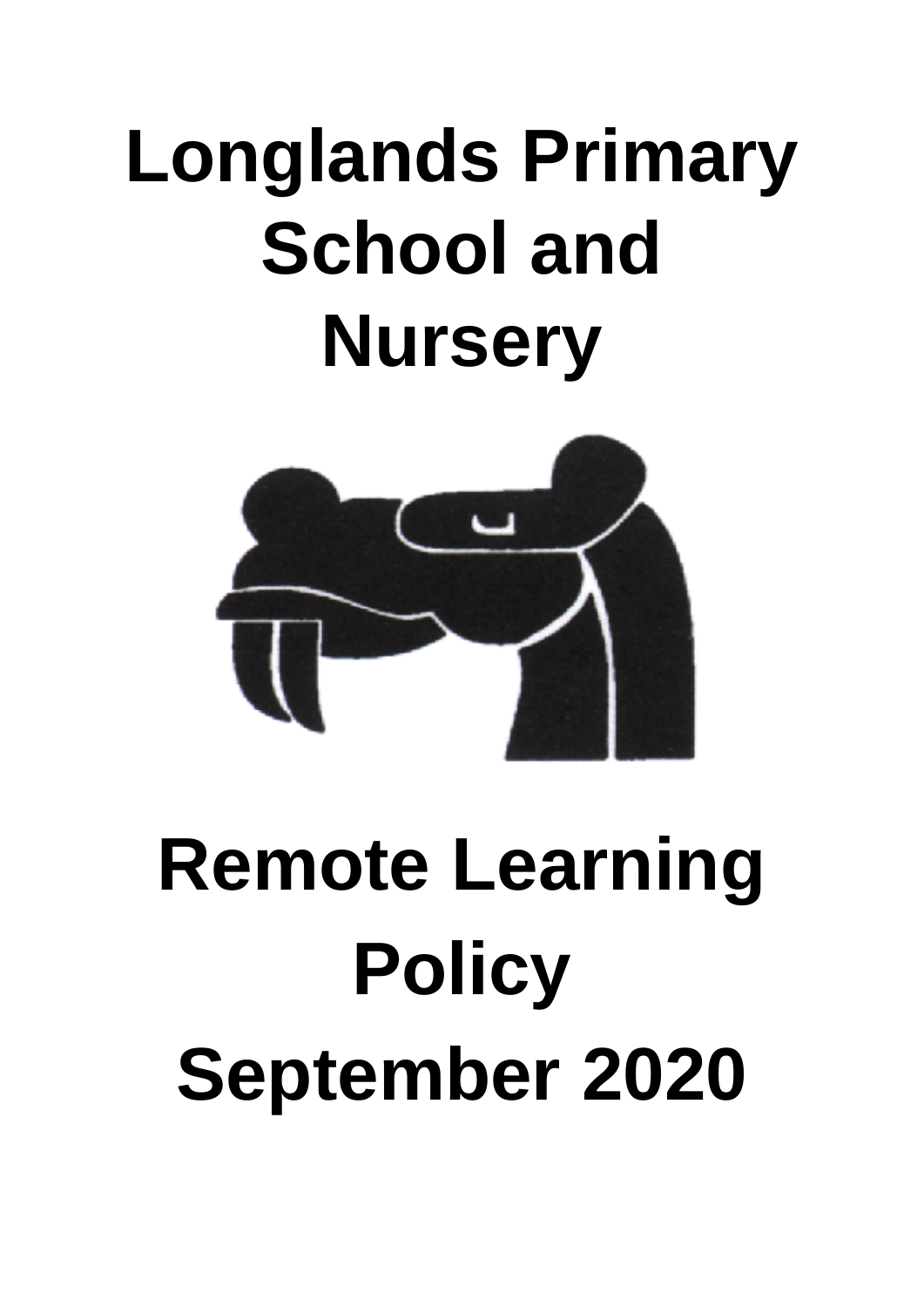# Longlands Primary School and Nursery

# Remote Learning Policy

# September 2020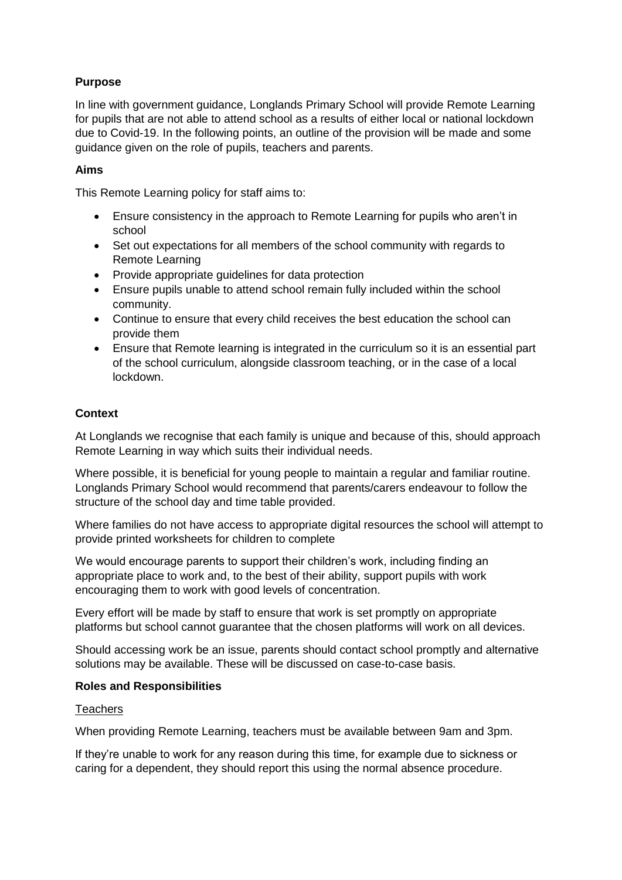**Purpose**

In line with government guidance, Longlands Primary School will provide Remote Learning for pupils that are not able to attend school as a results of either local or national lockdown due to Covid-19. In the following points, an outline of the provision will be made and some guidance given on the role of pupils, teachers and parents.

**Aims**

This Remote Learning policy for staff aims to:

- Ensure consistency in the approach to Remote Learning for pupils who aren't in school
- Set out expectations for all members of the school community with regards to Remote Learning
- Provide appropriate guidelines for data protection
- Ensure pupils unable to attend school remain fully included within the school community.
- Continue to ensure that every child receives the best education the school can provide them
- Ensure that Remote learning is integrated in the curriculum so it is an essential part of the school curriculum, alongside classroom teaching, or in the case of a local lockdown.

**Context**

At Longlands we recognise that each family is unique and because of this, should approach Remote Learning in way which suits their individual needs.

Where possible, it is beneficial for young people to maintain a regular and familiar routine. Longlands Primary School would recommend that parents/carers endeavour to follow the structure of the school day and time table provided.

Where families do not have access to appropriate digital resources the school will attempt to provide printed worksheets for children to complete

We would encourage parents to support their children's work, including finding an appropriate place to work and, to the best of their ability, support pupils with work encouraging them to work with good levels of concentration.

Every effort will be made by staff to ensure that work is set promptly on appropriate platforms but school cannot guarantee that the chosen platforms will work on all devices.

Should accessing work be an issue, parents should contact school promptly and alternative solutions may be available. These will be discussed on case-to-case basis.

**Roles and Responsibilities**

<u>Teachers</u>

When providing Remote Learning, teachers must be available between 9am and 3pm.

If they're unable to work for any reason during this time, for example due to sickness or caring for a dependent, they should report this using the normal absence procedure.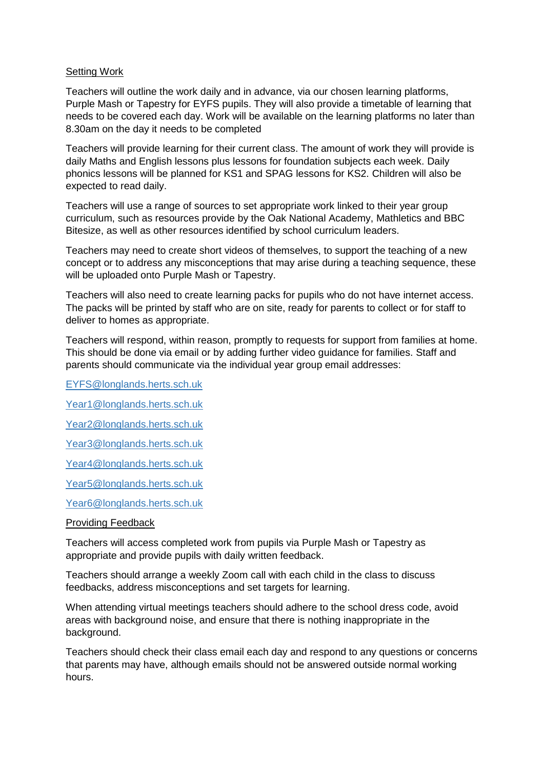## Setting Work

Teachers will outline the work daily and in advance, via our chosen learning platforms, Purple Mash or Tapestry for EYFS pupils. They will also provide a timetable of learning that needs to be covered each day. Work will be available on the learning platforms no later than 8.30am on the day it needs to be completed

Teachers will provide learning for their current class. The amount of work they will provide is daily Maths and English lessons plus lessons for foundation subjects each week. Daily phonics lessons will be planned for KS1 and SPAG lessons for KS2. Children will also be expected to read daily.

Teachers will use a range of sources to set appropriate work linked to their year group curriculum, such as resources provide by the Oak National Academy, Mathletics and BBC Bitesize, as well as other resources identified by school curriculum leaders.

Teachers may need to create short videos of themselves, to support the teaching of a new concept or to address any misconceptions that may arise during a teaching sequence, these will be uploaded onto Purple Mash or Tapestry.

Teachers will also need to create learning packs for pupils who do not have internet access. The packs will be printed by staff who are on site, ready for parents to collect or for staff to deliver to homes as appropriate.

Teachers will respond, within reason, promptly to requests for support from families at home. This should be done via email or by adding further video guidance for families. Staff and parents should communicate via the individual year group email addresses:

EYFS@longlands.herts.sch.uk

Year1@longlands.herts.sch.uk

Year2@longlands.herts.sch.uk

Year3@longlands.herts.sch.uk

Year4@longlands.herts.sch.uk

Year5@longlands.herts.sch.uk

Year6@longlands.herts.sch.uk

## Providing Feedback

Teachers will access completed work from pupils via Purple Mash or Tapestry as appropriate and provide pupils with daily written feedback.

Teachers should arrange a weekly Zoom call with each child in the class to discuss feedbacks, address misconceptions and set targets for learning.

When attending virtual meetings teachers should adhere to the school dress code, avoid areas with background noise, and ensure that there is nothing inappropriate in the background.

Teachers should check their class email each day and respond to any questions or concerns that parents may have, although emails should not be answered outside normal working hours.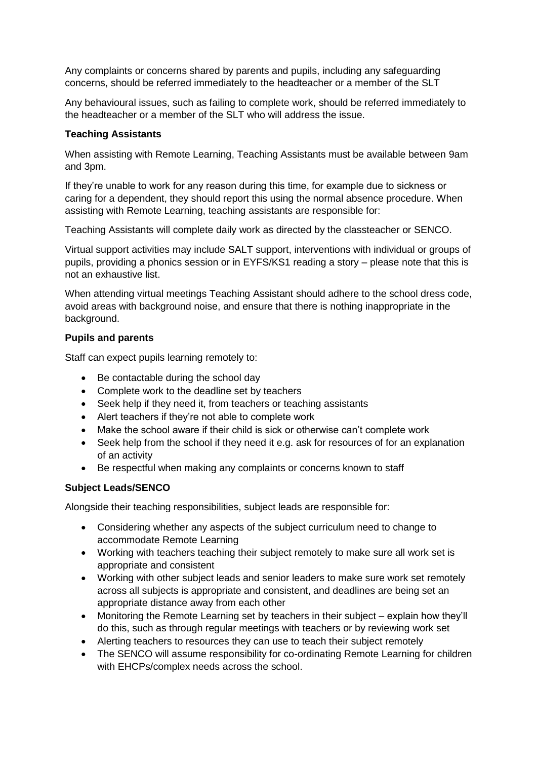Any complaints or concerns shared by parents and pupils, including any safeguarding concerns, should be referred immediately to the headteacher or a member of the SLT

Any behavioural issues, such as failing to complete work, should be referred immediately to the headteacher or a member of the SLT who will address the issue.

**Teaching Assistants**

When assisting with Remote Learning, Teaching Assistants must be available between 9am and 3pm.

If they're unable to work for any reason during this time, for example due to sickness or caring for a dependent, they should report this using the normal absence procedure. When assisting with Remote Learning, teaching assistants are responsible for:

Teaching Assistants will complete daily work as directed by the classteacher or SENCO.

Virtual support activities may include SALT support, interventions with individual or groups of pupils, providing a phonics session or in EYFS/KS1 reading a story – please note that this is not an exhaustive list.

When attending virtual meetings Teaching Assistant should adhere to the school dress code, avoid areas with background noise, and ensure that there is nothing inappropriate in the background.

**Pupils and parents**

Staff can expect pupils learning remotely to:

- Be contactable during the school day
- Complete work to the deadline set by teachers
- Seek help if they need it, from teachers or teaching assistants
- Alert teachers if they're not able to complete work
- Make the school aware if their child is sick or otherwise can't complete work
- Seek help from the school if they need it e.g. ask for resources of for an explanation of an activity
- Be respectful when making any complaints or concerns known to staff

**Subject Leads/SENCO**

Alongside their teaching responsibilities, subject leads are responsible for:

- Considering whether any aspects of the subject curriculum need to change to accommodate Remote Learning
- Working with teachers teaching their subject remotely to make sure all work set is appropriate and consistent
- Working with other subject leads and senior leaders to make sure work set remotely across all subjects is appropriate and consistent, and deadlines are being set an appropriate distance away from each other
- Monitoring the Remote Learning set by teachers in their subject – explain how they'll do this, such as through regular meetings with teachers or by reviewing work set
- Alerting teachers to resources they can use to teach their subject remotely
- The SENCO will assume responsibility for co-ordinating Remote Learning for children with EHCPs/complex needs across the school.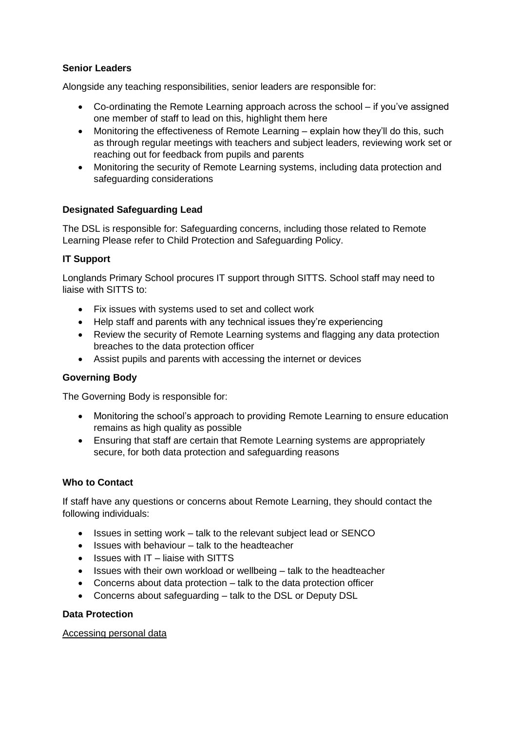**Senior Leaders**

Alongside any teaching responsibilities, senior leaders are responsible for:

- Co-ordinating the Remote Learning approach across the school – if you've assigned one member of staff to lead on this, highlight them here
- Monitoring the effectiveness of Remote Learning – explain how they'll do this, such as through regular meetings with teachers and subject leaders, reviewing work set or reaching out for feedback from pupils and parents
- Monitoring the security of Remote Learning systems, including data protection and safeguarding considerations

**Designated Safeguarding Lead**

The DSL is responsible for: Safeguarding concerns, including those related to Remote Learning Please refer to Child Protection and Safeguarding Policy.

**IT Support**

Longlands Primary School procures IT support through SITTS. School staff may need to liaise with SITTS to:

- Fix issues with systems used to set and collect work
- Help staff and parents with any technical issues they're experiencing
- Review the security of Remote Learning systems and flagging any data protection breaches to the data protection officer
- Assist pupils and parents with accessing the internet or devices

**Governing Body**

The Governing Body is responsible for:

- Monitoring the school's approach to providing Remote Learning to ensure education remains as high quality as possible
- Ensuring that staff are certain that Remote Learning systems are appropriately secure, for both data protection and safeguarding reasons

**Who to Contact**

If staff have any questions or concerns about Remote Learning, they should contact the following individuals:

- Issues in setting work – talk to the relevant subject lead or SENCO
- Issues with behaviour – talk to the headteacher
- Issues with IT – liaise with SITTS
- Issues with their own workload or wellbeing – talk to the headteacher
- Concerns about data protection – talk to the data protection officer
- Concerns about safeguarding – talk to the DSL or Deputy DSL

**Data Protection**

<u>Accessing personal data</u>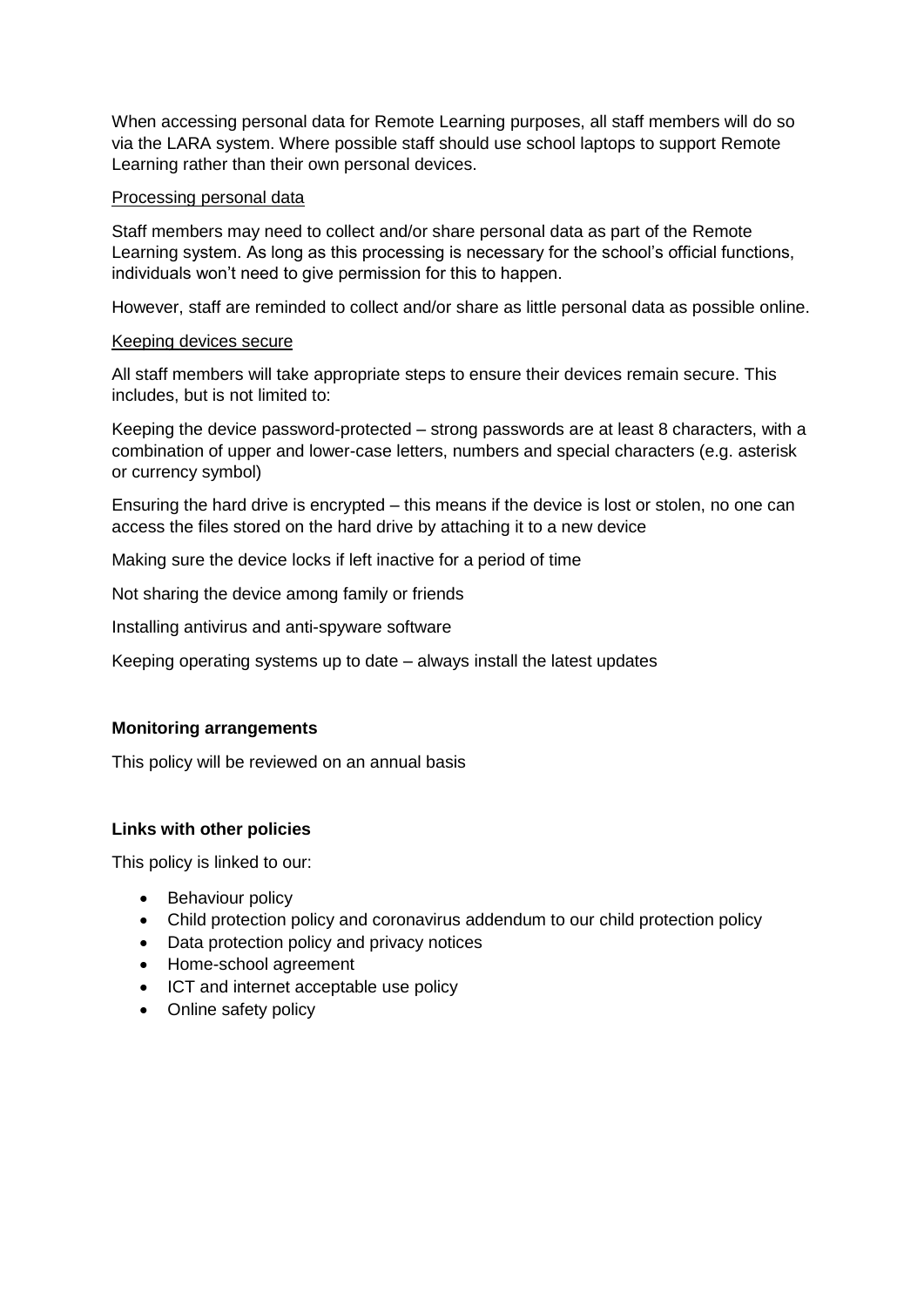When accessing personal data for Remote Learning purposes, all staff members will do so via the LARA system. Where possible staff should use school laptops to support Remote Learning rather than their own personal devices.

<u>Processing personal data</u>

Staff members may need to collect and/or share personal data as part of the Remote Learning system. As long as this processing is necessary for the school's official functions, individuals won't need to give permission for this to happen.

However, staff are reminded to collect and/or share as little personal data as possible online.

<u>Keeping devices secure</u>

All staff members will take appropriate steps to ensure their devices remain secure. This includes, but is not limited to:

Keeping the device password-protected – strong passwords are at least 8 characters, with a combination of upper and lower-case letters, numbers and special characters (e.g. asterisk or currency symbol)

Ensuring the hard drive is encrypted – this means if the device is lost or stolen, no one can access the files stored on the hard drive by attaching it to a new device

Making sure the device locks if left inactive for a period of time

Not sharing the device among family or friends

Installing antivirus and anti-spyware software

Keeping operating systems up to date – always install the latest updates

**Monitoring arrangements**

This policy will be reviewed on an annual basis

**Links with other policies**

This policy is linked to our:

- Behaviour policy
- Child protection policy and coronavirus addendum to our child protection policy
- Data protection policy and privacy notices
- Home-school agreement
- ICT and internet acceptable use policy
- Online safety policy